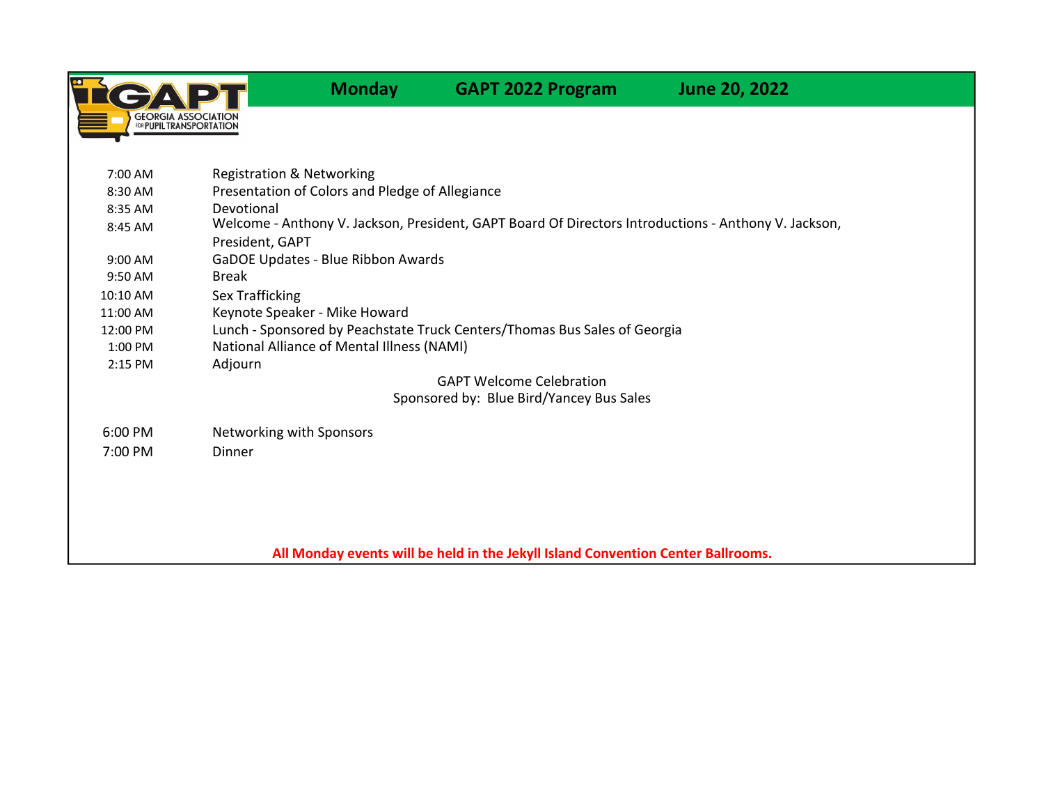GAPT
GEORGIA ASSOCIATION FOR PUPIL TRANSPORTATION

# Monday GAPT 2022 Program June 20, 2022

| Time | Event |
|---|---|
| 7:00 AM | Registration & Networking |
| 8:30 AM | Presentation of Colors and Pledge of Allegiance |
| 8:35 AM | Devotional |
| 8:45 AM | Welcome - Anthony V. Jackson, President, GAPT Board Of Directors Introductions - Anthony V. Jackson, President, GAPT |
| 9:00 AM | GaDOE Updates - Blue Ribbon Awards |
| 9:50 AM | Break |
| 10:10 AM | Sex Trafficking |
| 11:00 AM | Keynote Speaker - Mike Howard |
| 12:00 PM | Lunch - Sponsored by Peachstate Truck Centers/Thomas Bus Sales of Georgia |
| 1:00 PM | National Alliance of Mental Illness (NAMI) |
| 2:15 PM | Adjourn |

GAPT Welcome Celebration
Sponsored by: Blue Bird/Yancey Bus Sales

| Time | Event |
|---|---|
| 6:00 PM | Networking with Sponsors |
| 7:00 PM | Dinner |

**All Monday events will be held in the Jekyll Island Convention Center Ballrooms.**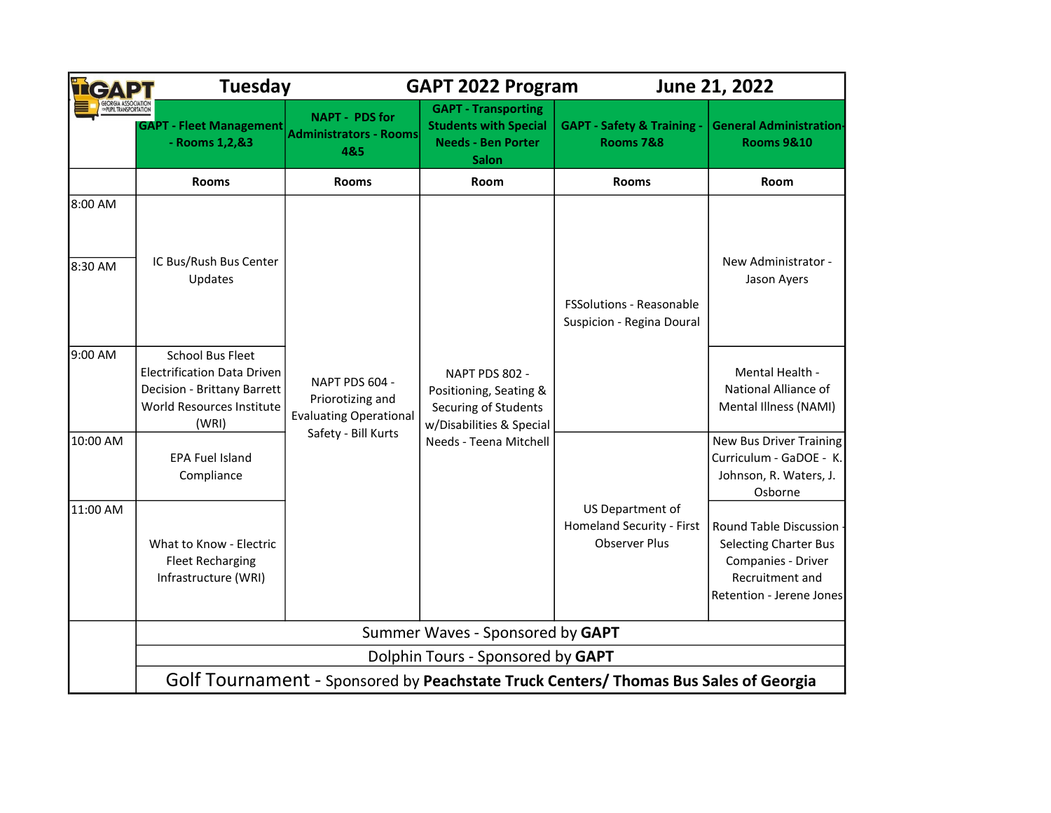# Tuesday — GAPT 2022 Program — June 21, 2022

| | GAPT - Fleet Management - Rooms 1,2,&3 | NAPT - PDS for Administrators - Rooms 4&5 | GAPT - Transporting Students with Special Needs - Ben Porter Salon | GAPT - Safety & Training - Rooms 7&8 | General Administration- Rooms 9&10 |
|---|---|---|---|---|---|
| | Rooms | Rooms | Room | Rooms | Room |
| 8:00 AM | IC Bus/Rush Bus Center Updates | NAPT PDS 604 - Priorotizing and Evaluating Operational Safety - Bill Kurts | NAPT PDS 802 - Positioning, Seating & Securing of Students w/Disabilities & Special Needs - Teena Mitchell | FSSolutions - Reasonable Suspicion - Regina Doural | New Administrator - Jason Ayers |
| 8:30 AM | | | | | |
| 9:00 AM | School Bus Fleet Electrification Data Driven Decision - Brittany Barrett World Resources Institute (WRI) | | | | Mental Health - National Alliance of Mental Illness (NAMI) |
| 10:00 AM | EPA Fuel Island Compliance | | | US Department of Homeland Security - First Observer Plus | New Bus Driver Training Curriculum - GaDOE - K. Johnson, R. Waters, J. Osborne |
| 11:00 AM | What to Know - Electric Fleet Recharging Infrastructure (WRI) | | | | Round Table Discussion - Selecting Charter Bus Companies - Driver Recruitment and Retention - Jerene Jones |

Summer Waves - Sponsored by **GAPT**

Dolphin Tours - Sponsored by **GAPT**

Golf Tournament - Sponsored by **Peachstate Truck Centers/ Thomas Bus Sales of Georgia**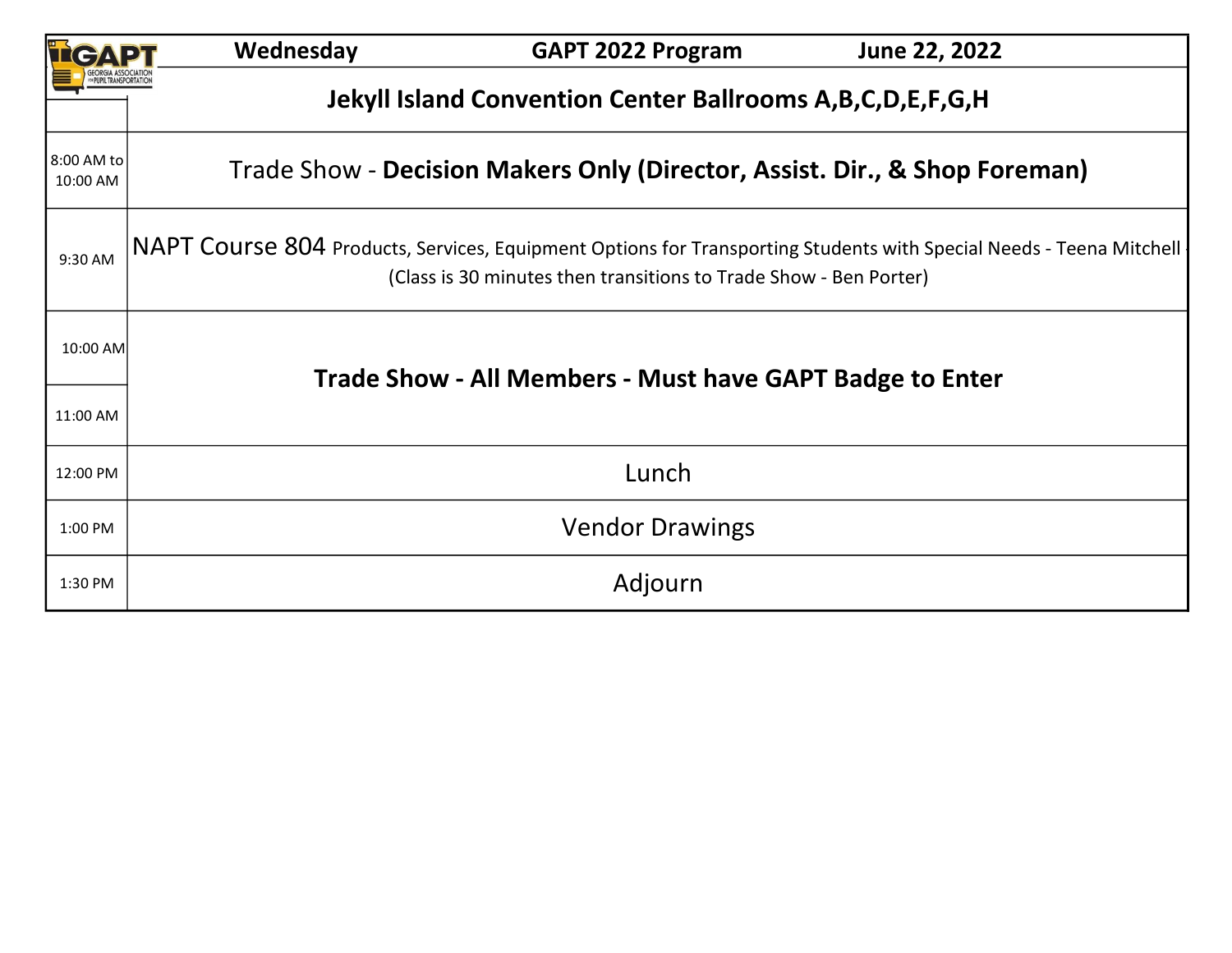| | Wednesday GAPT 2022 Program June 22, 2022 |
|---|---|
| | **Jekyll Island Convention Center Ballrooms A,B,C,D,E,F,G,H** |
| 8:00 AM to 10:00 AM | Trade Show - **Decision Makers Only (Director, Assist. Dir., & Shop Foreman)** |
| 9:30 AM | NAPT Course 804 Products, Services, Equipment Options for Transporting Students with Special Needs - Teena Mitchell - (Class is 30 minutes then transitions to Trade Show - Ben Porter) |
| 10:00 AM | **Trade Show - All Members - Must have GAPT Badge to Enter** |
| 11:00 AM | |
| 12:00 PM | Lunch |
| 1:00 PM | Vendor Drawings |
| 1:30 PM | Adjourn |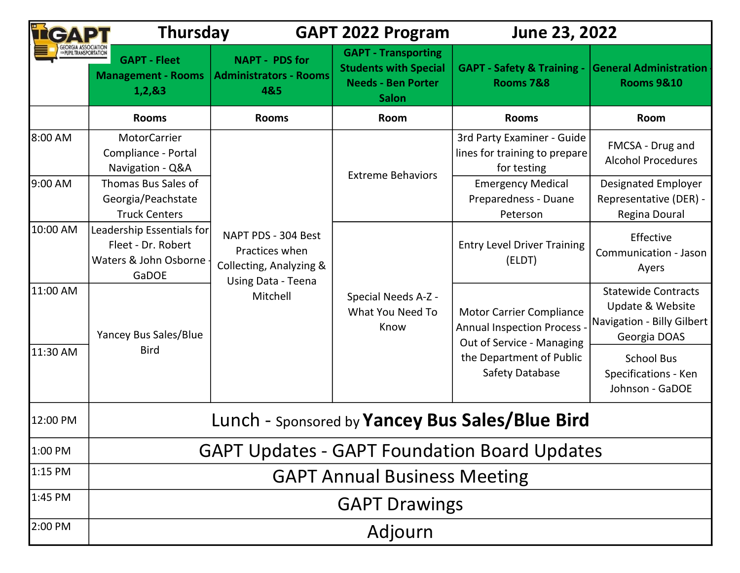# Thursday GAPT 2022 Program June 23, 2022

| | GAPT - Fleet Management - Rooms 1,2,&3 | NAPT - PDS for Administrators - Rooms 4&5 | GAPT - Transporting Students with Special Needs - Ben Porter Salon | GAPT - Safety & Training - Rooms 7&8 | General Administration - Rooms 9&10 |
|---|---|---|---|---|---|
| | **Rooms** | **Rooms** | **Room** | **Rooms** | **Room** |
| 8:00 AM | MotorCarrier Compliance - Portal Navigation - Q&A | NAPT PDS - 304 Best Practices when Collecting, Analyzing & Using Data - Teena Mitchell | Extreme Behaviors | 3rd Party Examiner - Guide lines for training to prepare for testing | FMCSA - Drug and Alcohol Procedures |
| 9:00 AM | Thomas Bus Sales of Georgia/Peachstate Truck Centers | | | Emergency Medical Preparedness - Duane Peterson | Designated Employer Representative (DER) - Regina Doural |
| 10:00 AM | Leadership Essentials for Fleet - Dr. Robert Waters & John Osborne - GaDOE | | Special Needs A-Z - What You Need To Know | Entry Level Driver Training (ELDT) | Effective Communication - Jason Ayers |
| 11:00 AM | Yancey Bus Sales/Blue Bird | | | Motor Carrier Compliance Annual Inspection Process - Out of Service - Managing the Department of Public Safety Database | Statewide Contracts Update & Website Navigation - Billy Gilbert Georgia DOAS |
| 11:30 AM | | | | | School Bus Specifications - Ken Johnson - GaDOE |
| 12:00 PM | Lunch - Sponsored by **Yancey Bus Sales/Blue Bird** | | | | |
| 1:00 PM | GAPT Updates - GAPT Foundation Board Updates | | | | |
| 1:15 PM | GAPT Annual Business Meeting | | | | |
| 1:45 PM | GAPT Drawings | | | | |
| 2:00 PM | Adjourn | | | | |